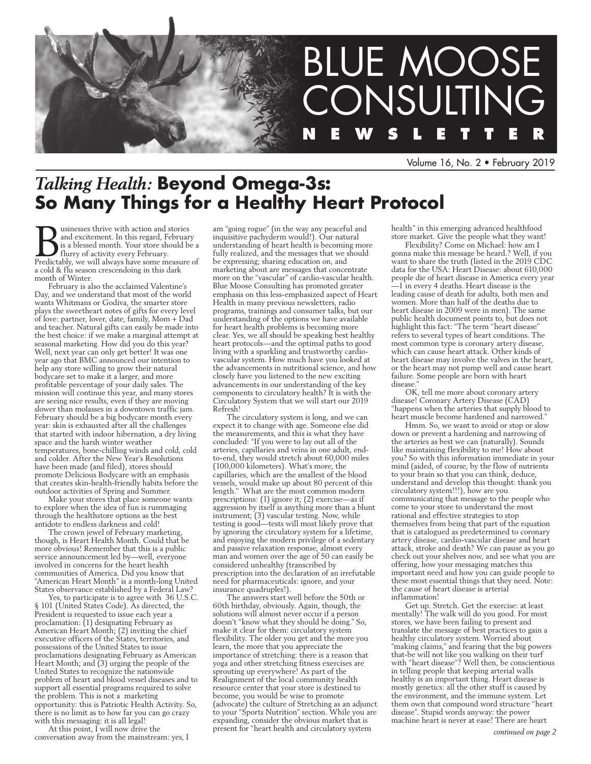# BLUE MOOSE CONSULTING NEWSLETTER

Volume 16, No. 2 • February 2019

## *Talking Health:* Beyond Omega-3s: So Many Things for a Healthy Heart Protocol

Businesses thrive with action and stories and excitement. In this regard, February is a blessed month. Your store should be a flurry of activity every February. Predictably, we will always have some measure of a cold & flu season crescendoing in this dark month of Winter.

February is also the acclaimed Valentine's Day, and we understand that most of the world wants Whitmans or Godiva, the smarter store plays the sweetheart notes of gifts for every level of love: partner, lover, date, family, Mom + Dad and teacher. Natural gifts can easily be made into the best choice: if we make a marginal attempt at seasonal marketing. How did you do this year? Well, next year can only get better! It was one year ago that BMC announced our intention to help any store willing to grow their natural bodycare set to make it a larger, and more profitable percentage of your daily sales. The mission will continue this year, and many stores are seeing nice results, even if they are moving slower than molasses in a downtown traffic jam. February should be a big bodycare month every year: skin is exhausted after all the challenges that started with indoor hibernation, a dry living space and the harsh winter weather temperatures, bone-chilling winds and cold, cold and colder. After the New Year's Resolutions have been made (and filed), stores should promote Delicious Bodycare with an emphasis that creates skin-health-friendly habits before the outdoor activities of Spring and Summer.

Make your stores that place someone wants to explore when the idea of fun is rummaging through the healthstore options as the best antidote to endless darkness and cold!

The crown jewel of February marketing, though, is Heart Health Month. Could that be more obvious! Remember that this is a public service announcement led by—well, everyone involved in concerns for the heart health communities of America. Did you know that "American Heart Month" is a month-long United States observance established by a Federal Law?

Yes, to participate is to agree with 36 U.S.C. § 101 (United States Code). As directed, the President is requested to issue each year a proclamation: (1) designating February as American Heart Month; (2) inviting the chief executive officers of the States, territories, and possessions of the United States to issue proclamations designating February as American Heart Month; and (3) urging the people of the United States to recognize the nationwide problem of heart and blood vessel diseases and to support all essential programs required to solve the problem. This is not a marketing opportunity: this is Patriotic Health Activity. So, there is no limit as to how far you can go crazy with this messaging: it is all legal!

At this point, I will now drive the conversation away from the mainstream: yes, I am "going rogue" (in the way any peaceful and inquisitive pachyderm would!). Our natural understanding of heart health is becoming more fully realized, and the messages that we should be expressing; sharing education on, and marketing about are messages that concentrate more on the "vascular" of cardio-vascular health. Blue Moose Consulting has promoted greater emphasis on this less-emphasized aspect of Heart Health in many previous newsletters, radio programs, trainings and consumer talks, but our understanding of the options we have available for heart health problems is becoming more clear. Yes, we all should be speaking best healthy heart protocols—and the optimal paths to good living with a sparkling and trustworthy cardio-vascular system. How much have you looked at the advancements in nutritional science, and how closely have you listened to the new exciting advancements in our understanding of the key components to circulatory health? It is with the Circulatory System that we will start our 2019 Refresh!

The circulatory system is long, and we can expect it to change with age. Someone else did the measurements, and this is what they have concluded: "If you were to lay out all of the arteries, capillaries and veins in one adult, end-to-end, they would stretch about 60,000 miles (100,000 kilometers). What's more, the capillaries, which are the smallest of the blood vessels, would make up about 80 percent of this length." What are the most common modern prescriptions: (1) ignore it; (2) exercise—as if aggression by itself is anything more than a blunt instrument; (3) vascular testing. Now, while testing is good—tests will most likely prove that by ignoring the circulatory system for a lifetime, and enjoying the modern privilege of a sedentary and passive relaxation response, almost every man and women over the age of 50 can easily be considered unhealthy (transcribed by prescription into the declaration of an irrefutable need for pharmaceuticals: ignore, and your insurance quadruples!).

The answers start well before the 50th or 60th birthday, obviously. Again, though, the solutions will almost never occur if a person doesn't "know what they should be doing." So, make it clear for them: circulatory system flexibility. The older you get and the more you learn, the more that you appreciate the importance of stretching: there is a reason that yoga and other stretching fitness exercises are sprouting up everywhere! As part of the Realignment of the local community health resource center that your store is destined to become, you would be wise to promote (advocate) the culture of Stretching as an adjunct to your "Sports Nutrition" section. While you are expanding, consider the obvious market that is present for "heart health and circulatory system health" in this emerging advanced healthfood store market. Give the people what they want!

Flexibility? Come on Michael: how am I gonna make this message be heard.? Well, if you want to share the truth (listed in the 2019 CDC data for the USA: Heart Disease: about 610,000 people die of heart disease in America every year —1 in every 4 deaths. Heart disease is the leading cause of death for adults, both men and women. More than half of the deaths due to heart disease in 2009 were in men). The same public health document points to, but does not highlight this fact: "The term "heart disease" refers to several types of heart conditions. The most common type is coronary artery disease, which can cause heart attack. Other kinds of heart disease may involve the valves in the heart, or the heart may not pump well and cause heart failure. Some people are born with heart disease."

OK, tell me more about coronary artery disease! Coronary Artery Disease (CAD) "happens when the arteries that supply blood to heart muscle become hardened and narrowed."

Hmm. So, we want to avoid or stop or slow down or prevent a hardening and narrowing of the arteries as best we can (naturally). Sounds like maintaining flexibility to me! How about you? So with this information immediate in your mind (aided, of course, by the flow of nutrients to your brain so that you can think, deduce, understand and develop this thought: thank you circulatory system!!!), how are you communicating that message to the people who come to your store to understand the most rational and effective strategies to stop themselves from being that part of the equation that is catalogued as predetermined to coronary artery disease, cardio-vascular disease and heart attack, stroke and death? We can pause as you go check out your shelves now, and see what you are offering, how your messaging matches this important need and how you can guide people to these most essential things that they need. Note: the cause of heart disease is arterial inflammation!

Get up. Stretch. Get the exercise: at least mentally! The walk will do you good. For most stores, we have been failing to present and translate the message of best practices to gain a healthy circulatory system. Worried about "making claims," and fearing that the big powers that-be will not like you walking on their turf with "heart disease"? Well then, be conscientious in telling people that keeping arterial walls healthy is an important thing. Heart disease is mostly genetics: all the other stuff is caused by the environment, and the immune system. Let them own that compound word structure "heart disease". Stupid words anyway: the power machine heart is never at ease! There are heart

*continued on page 2*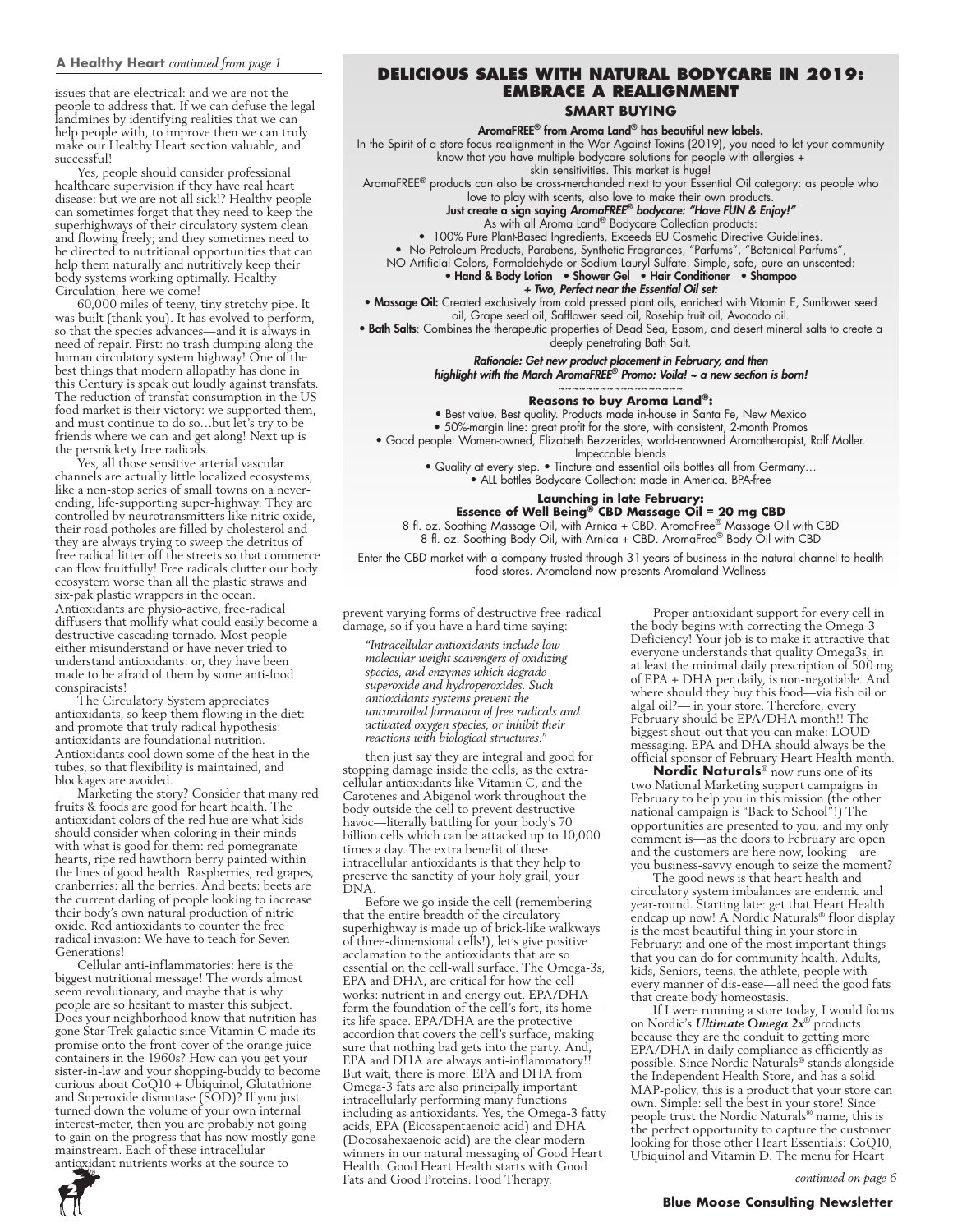**A Healthy Heart** *continued from page 1*

issues that are electrical: and we are not the people to address that. If we can defuse the legal landmines by identifying realities that we can help people with, to improve then we can truly make our Healthy Heart section valuable, and successful!

Yes, people should consider professional healthcare supervision if they have real heart disease: but we are not all sick!? Healthy people can sometimes forget that they need to keep the superhighways of their circulatory system clean and flowing freely; and they sometimes need to be directed to nutritional opportunities that can help them naturally and nutritively keep their body systems working optimally. Healthy Circulation, here we come!

60,000 miles of teeny, tiny stretchy pipe. It was built (thank you). It has evolved to perform, so that the species advances—and it is always in need of repair. First: no trash dumping along the human circulatory system highway! One of the best things that modern allopathy has done in this Century is speak out loudly against transfats. The reduction of transfat consumption in the US food market is their victory: we supported them, and must continue to do so…but let's try to be friends where we can and get along! Next up is the persnickety free radicals.

Yes, all those sensitive arterial vascular channels are actually little localized ecosystems, like a non-stop series of small towns on a never-ending, life-supporting super-highway. They are controlled by neurotransmitters like nitric oxide, their road potholes are filled by cholesterol and they are always trying to sweep the detritus of free radical litter off the streets so that commerce can flow fruitfully! Free radicals clutter our body ecosystem worse than all the plastic straws and six-pak plastic wrappers in the ocean. Antioxidants are physio-active, free-radical diffusers that mollify what could easily become a destructive cascading tornado. Most people either misunderstand or have never tried to understand antioxidants: or, they have been made to be afraid of them by some anti-food conspiracists!

The Circulatory System appreciates antioxidants, so keep them flowing in the diet: and promote that truly radical hypothesis: antioxidants are foundational nutrition. Antioxidants cool down some of the heat in the tubes, so that flexibility is maintained, and blockages are avoided.

Marketing the story? Consider that many red fruits & foods are good for heart health. The antioxidant colors of the red hue are what kids should consider when coloring in their minds with what is good for them: red pomegranate hearts, ripe red hawthorn berry painted within the lines of good health. Raspberries, red grapes, cranberries: all the berries. And beets: beets are the current darling of people looking to increase their body's own natural production of nitric oxide. Red antioxidants to counter the free radical invasion: We have to teach for Seven Generations!

Cellular anti-inflammatories: here is the biggest nutritional message! The words almost seem revolutionary, and maybe that is why people are so hesitant to master this subject. Does your neighborhood know that nutrition has gone Star-Trek galactic since Vitamin C made its promise onto the front-cover of the orange juice containers in the 1960s? How can you get your sister-in-law and your shopping-buddy to become curious about CoQ10 + Ubiquinol, Glutathione and Superoxide dismutase (SOD)? If you just turned down the volume of your own internal interest-meter, then you are probably not going to gain on the progress that has now mostly gone mainstream. Each of these intracellular antioxidant nutrients works at the source to prevent varying forms of destructive free-radical damage, so if you have a hard time saying:

> *"Intracellular antioxidants include low molecular weight scavengers of oxidizing species, and enzymes which degrade superoxide and hydroperoxides. Such antioxidants systems prevent the uncontrolled formation of free radicals and activated oxygen species, or inhibit their reactions with biological structures."*

then just say they are integral and good for stopping damage inside the cells, as the extra-cellular antioxidants like Vitamin C, and the Carotenes and Abigenol work throughout the body outside the cell to prevent destructive havoc—literally battling for your body's 70 billion cells which can be attacked up to 10,000 times a day. The extra benefit of these intracellular antioxidants is that they help to preserve the sanctity of your holy grail, your DNA.

Before we go inside the cell (remembering that the entire breadth of the circulatory superhighway is made up of brick-like walkways of three-dimensional cells!), let's give positive acclamation to the antioxidants that are so essential on the cell-wall surface. The Omega-3s, EPA and DHA, are critical for how the cell works: nutrient in and energy out. EPA/DHA form the foundation of the cell's fort, its home—its life space. EPA/DHA are the protective accordion that covers the cell's surface, making sure that nothing bad gets into the party. And, EPA and DHA are always anti-inflammatory!! But wait, there is more. EPA and DHA from Omega-3 fats are also principally important intracellularly performing many functions including as antioxidants. Yes, the Omega-3 fatty acids, EPA (Eicosapentaenoic acid) and DHA (Docosahexaenoic acid) are the clear modern winners in our natural messaging of Good Heart Health. Good Heart Health starts with Good Fats and Good Proteins. Food Therapy.

Proper antioxidant support for every cell in the body begins with correcting the Omega-3 Deficiency! Your job is to make it attractive that everyone understands that quality Omega3s, in at least the minimal daily prescription of 500 mg of EPA + DHA per daily, is non-negotiable. And where should they buy this food—via fish oil or algal oil?— in your store. Therefore, every February should be EPA/DHA month!! The biggest shout-out that you can make: LOUD messaging. EPA and DHA should always be the official sponsor of February Heart Health month.

**Nordic Naturals**® now runs one of its two National Marketing support campaigns in February to help you in this mission (the other national campaign is "Back to School"!) The opportunities are presented to you, and my only comment is—as the doors to February are open and the customers are here now, looking—are you business-savvy enough to seize the moment?

The good news is that heart health and circulatory system imbalances are endemic and year-round. Starting late: get that Heart Health endcap up now! A Nordic Naturals® floor display is the most beautiful thing in your store in February: and one of the most important things that you can do for community health. Adults, kids, Seniors, teens, the athlete, people with every manner of dis-ease—all need the good fats that create body homeostasis.

If I were running a store today, I would focus on Nordic's ***Ultimate Omega 2x***® products because they are the conduit to getting more EPA/DHA in daily compliance as efficiently as possible. Since Nordic Naturals® stands alongside the Independent Health Store, and has a solid MAP-policy, this is a product that your store can own. Simple: sell the best in your store! Since people trust the Nordic Naturals® name, this is the perfect opportunity to capture the customer looking for those other Heart Essentials: CoQ10, Ubiquinol and Vitamin D. The menu for Heart

*continued on page 6*

---

## DELICIOUS SALES WITH NATURAL BODYCARE IN 2019: EMBRACE A REALIGNMENT

### SMART BUYING

**AromaFREE® from Aroma Land® has beautiful new labels.**

In the Spirit of a store focus realignment in the War Against Toxins (2019), you need to let your community know that you have multiple bodycare solutions for people with allergies + skin sensitivities. This market is huge!

AromaFREE® products can also be cross-merchandised next to your Essential Oil category: as people who love to play with scents, also love to make their own products.

**Just create a sign saying *AromaFREE® bodycare: "Have FUN & Enjoy!"***

As with all Aroma Land® Bodycare Collection products:

- 100% Pure Plant-Based Ingredients, Exceeds EU Cosmetic Directive Guidelines.
- No Petroleum Products, Parabens, Synthetic Fragrances, "Parfums", "Botanical Parfums", NO Artificial Colors, Formaldehyde or Sodium Lauryl Sulfate. Simple, safe, pure an unscented:

**• Hand & Body Lotion • Shower Gel • Hair Conditioner • Shampoo**

***+ Two, Perfect near the Essential Oil set:***

- **Massage Oil:** Created exclusively from cold pressed plant oils, enriched with Vitamin E, Sunflower seed oil, Grape seed oil, Safflower seed oil, Rosehip fruit oil, Avocado oil.
- **Bath Salts**: Combines the therapeutic properties of Dead Sea, Epsom, and desert mineral salts to create a deeply penetrating Bath Salt.

***Rationale: Get new product placement in February, and then highlight with the March AromaFREE® Promo: Voila! ~ a new section is born!***

~~~~~~~~~~~~~~~~~~

**Reasons to buy Aroma Land®:**

- Best value. Best quality. Products made in-house in Santa Fe, New Mexico
- 50%-margin line: great profit for the store, with consistent, 2-month Promos
- Good people: Women-owned, Elizabeth Bezzerides; world-renowned Aromatherapist, Ralf Moller. Impeccable blends
- Quality at every step. • Tincture and essential oils bottles all from Germany…
- ALL bottles Bodycare Collection: made in America. BPA-free

**Launching in late February:**
**Essence of Well Being® CBD Massage Oil = 20 mg CBD**

8 fl. oz. Soothing Massage Oil, with Arnica + CBD. AromaFree® Massage Oil with CBD
8 fl. oz. Soothing Body Oil, with Arnica + CBD. AromaFree® Body Oil with CBD

Enter the CBD market with a company trusted through 31-years of business in the natural channel to health food stores. Aromaland now presents Aromaland Wellness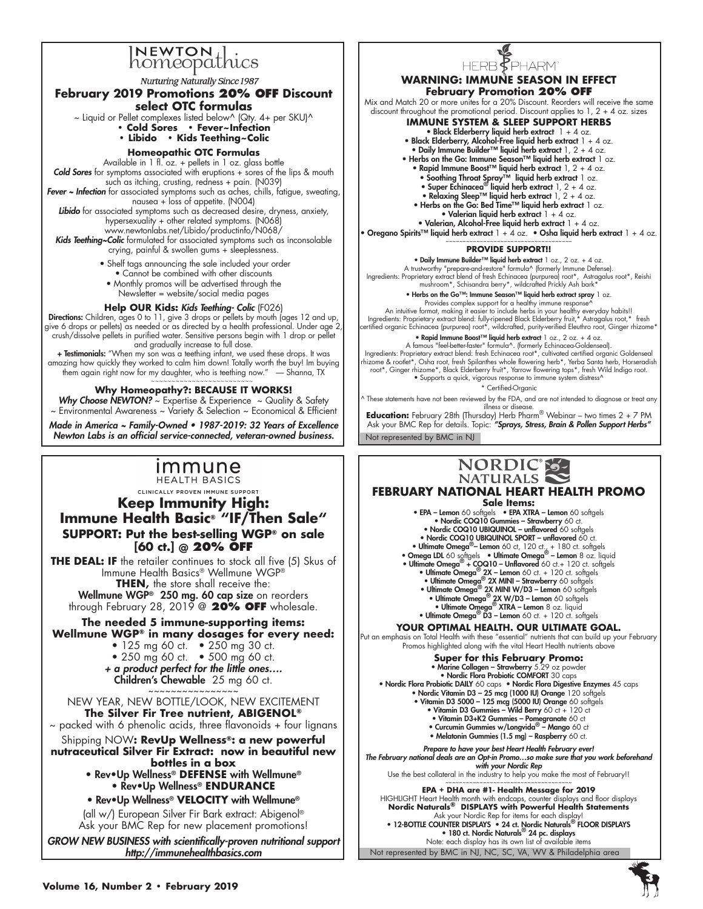# NEWTON homeopathics

*Nurturing Naturally Since 1987*

## February 2019 Promotions **20% OFF** Discount select OTC formulas

~ Liquid or Pellet complexes listed below^ (Qty. 4+ per SKU)^

- **Cold Sores** • **Fever~Infection**
- **Libido** • **Kids Teething~Colic**

### Homeopathic OTC Formulas

Available in 1 fl. oz. + pellets in 1 oz. glass bottle

***Cold Sores*** for symptoms associated with eruptions + sores of the lips & mouth such as itching, crusting, redness + pain. (N039)

***Fever ~ Infection*** for associated symptoms such as aches, chills, fatigue, sweating, nausea + loss of appetite. (N004)

***Libido*** for associated symptoms such as decreased desire, dryness, anxiety, hypersexuality + other related symptoms. (N068)
www.newtonlabs.net/Libido/productinfo/N068/

***Kids Teething~Colic*** formulated for associated symptoms such as inconsolable crying, painful & swollen gums + sleeplessness.

- Shelf tags announcing the sale included your order
- Cannot be combined with other discounts
- Monthly promos will be advertised through the Newsletter = website/social media pages

### Help OUR Kids: *Kids Teething- Colic* (F026)

**Directions:** Children, ages 0 to 11, give 3 drops or pellets by mouth (ages 12 and up, give 6 drops or pellets) as needed or as directed by a health professional. Under age 2, crush/dissolve pellets in purified water. Sensitive persons begin with 1 drop or pellet and gradually increase to full dose.

**+ Testimonials:** "When my son was a teething infant, we used these drops. It was amazing how quickly they worked to calm him down! Totally worth the buy! Im buying them again right now for my daughter, who is teething now." — Shanna, TX

### Why Homeopathy?: BECAUSE IT WORKS!

***Why Choose NEWTON?*** ~ Expertise & Experience ~ Quality & Safety ~ Environmental Awareness ~ Variety & Selection ~ Economical & Efficient

***Made in America ~ Family-Owned • 1987-2019: 32 Years of Excellence Newton Labs is an official service-connected, veteran-owned business.***

---

# HERB PHARM®

## WARNING: IMMUNE SEASON IN EFFECT
## February Promotion 20% OFF

Mix and Match 20 or more unites for a 20% Discount. Reorders will receive the same discount throughout the promotional period. Discount applies to 1, 2 + 4 oz. sizes

### IMMUNE SYSTEM & SLEEP SUPPORT HERBS

- **Black Elderberry liquid herb extract** 1 + 4 oz.
- **Black Elderberry, Alcohol-Free liquid herb extract** 1 + 4 oz.
- **Daily Immune Builder™ liquid herb extract** 1, 2 + 4 oz.
- **Herbs on the Go: Immune Season™ liquid herb extract** 1 oz.
- **Rapid Immune Boost™ liquid herb extract** 1, 2 + 4 oz.
- **Soothing Throat Spray™ liquid herb extract** 1 oz.
- **Super Echinacea® liquid herb extract** 1, 2 + 4 oz.
- **Relaxing Sleep™ liquid herb extract** 1, 2 + 4 oz.
- **Herbs on the Go: Bed Time™ liquid herb extract** 1 oz.
- **Valerian liquid herb extract** 1 + 4 oz.
- **Valerian, Alcohol-Free liquid herb extract** 1 + 4 oz.
- **Oregano Spirits™ liquid herb extract** 1 + 4 oz. • **Osha liquid herb extract** 1 + 4 oz.

### PROVIDE SUPPORT!!

- **Daily Immune Builder™ liquid herb extract** 1 oz., 2 oz. + 4 oz.
  A trustworthy "prepare-and-restore" formula^ (formerly Immune Defense).
  Ingredients: Proprietary extract blend of fresh Echinacea (purpurea) root*, Astragalus root*, Reishi mushroom*, Schisandra berry*, wildcrafted Prickly Ash bark*
- **Herbs on the Go™: Immune Season™ liquid herb extract spray** 1 oz.
  Provides complex support for a healthy immune response^
  An intuitive format, making it easier to include herbs in your healthy everyday habits!!
  Ingredients: Proprietary extract blend: fully-ripened Black Elderberry fruit,* Astragalus root,* fresh certified organic Echinacea (purpurea) root*, wildcrafted, purity-verified Eleuthro root, Ginger rhizome*
- **Rapid Immune Boost™ liquid herb extract** 1 oz., 2 oz. + 4 oz.
  A famous "feel-better-faster" formula^. (formerly Echinacea-Goldenseal).
  Ingredients: Proprietary extract blend: fresh Echinacea root*, cultivated certified organic Goldenseal rhizome & rootlet*, Osha root, fresh Spilanthes whole flowering herb*, Yerba Santa herb, Horseradish root*, Ginger rhizome*, Black Elderberry fruit*, Yarrow flowering tops*, fresh Wild Indigo root.
- Supports a quick, vigorous response to immune system distress^

\* Certified-Organic

^ These statements have not been reviewed by the FDA, and are not intended to diagnose or treat any illness or disease.

**Education:** February 28th (Thursday) Herb Pharm® Webinar – two times 2 + 7 PM
Ask your BMC Rep for details. Topic: ***"Sprays, Stress, Brain & Pollen Support Herbs"***

Not represented by BMC in NJ

---

# immune HEALTH BASICS

CLINICALLY PROVEN IMMUNE SUPPORT

## Keep Immunity High: Immune Health Basic® "IF/Then Sale"

### SUPPORT: Put the best-selling WGP® on sale [60 ct.] @ 20% OFF

**THE DEAL: IF** the retailer continues to stock all five (5) Skus of Immune Health Basics® Wellmune WGP®
**THEN,** the store shall receive the:
Wellmune WGP® 250 mg. 60 cap size on reorders through February 28, 2019 @ **20% OFF** wholesale.

### The needed 5 immune-supporting items: Wellmune WGP® in many dosages for every need:

- 125 mg 60 ct. • 250 mg 30 ct.
- 250 mg 60 ct. • 500 mg 60 ct.

***+ a product perfect for the little ones….***
Children's Chewable 25 mg 60 ct.

NEW YEAR, NEW BOTTLE/LOOK, NEW EXCITEMENT
**The Silver Fir Tree nutrient, ABIGENOL®**
~ packed with 6 phenolic acids, three flavonoids + four lignans

Shipping NOW**: RevUp Wellness®: a new powerful nutraceutical Silver Fir Extract: now in beautiful new bottles in a box**

- Rev•Up Wellness® **DEFENSE** with Wellmune®
- Rev•Up Wellness® **ENDURANCE**
- Rev•Up Wellness® **VELOCITY** with Wellmune®

(all w/) European Silver Fir Bark extract: Abigenol®
Ask your BMC Rep for new placement promotions!

***GROW NEW BUSINESS with scientifically-proven nutritional support http://immunehealthbasics.com***

---

# NORDIC NATURALS

## FEBRUARY NATIONAL HEART HEALTH PROMO

**Sale Items:**

- **EPA – Lemon** 60 softgels • **EPA XTRA – Lemon** 60 softgels
- **Nordic COQ10 Gummies – Strawberry** 60 ct.
- **Nordic COQ10 UBIQUINOL – unflavored** 60 softgels
- **Nordic COQ10 UBIQUINOL SPORT – unflavored** 60 ct.
- **Ultimate Omega®– Lemon** 60 ct, 120 ct., + 180 ct. softgels
- **Omega LDL** 60 softgels • **Ultimate Omega® – Lemon** 8 oz. liquid
- **Ultimate Omega® + COQ10 – Unflavored** 60 ct.+ 120 ct. softgels
- **Ultimate Omega® 2X – Lemon** 60 ct. + 120 ct. softgels
- **Ultimate Omega® 2X MINI – Strawberry** 60 softgels
- **Ultimate Omega® 2X MINI W/D3 – Lemon** 60 softgels
- **Ultimate Omega® 2X W/D3 – Lemon** 60 softgels
- **Ultimate Omega® XTRA – Lemon** 8 oz. liquid
- **Ultimate Omega® D3 – Lemon** 60 ct. + 120 ct. softgels

### YOUR OPTIMAL HEALTH. OUR ULTIMATE GOAL.

Put an emphasis on Total Health with these "essential" nutrients that can build up your February Promos highlighted along with the vital Heart Health nutrients above

**Super for this February Promo:**

- **Marine Collagen – Strawberry** 5.29 oz powder
- **Nordic Flora Probiotic COMFORT** 30 caps
- **Nordic Flora Probiotic DAILY** 60 caps • **Nordic Flora Digestive Enzymes** 45 caps
- **Nordic Vitamin D3 – 25 mcg (1000 IU) Orange** 120 softgels
- **Vitamin D3 5000 – 125 mcg (5000 IU) Orange** 60 softgels
- **Vitamin D3 Gummies – Wild Berry** 60 ct + 120 ct
- **Vitamin D3+K2 Gummies – Pomegranate** 60 ct
- **Curcumin Gummies w/Longvida® – Mango** 60 ct
- **Melatonin Gummies (1.5 mg) – Raspberry** 60 ct.

***Prepare to have your best Heart Health February ever!***
***The February national deals are an Opt-in Promo…so make sure that you work beforehand with your Nordic Rep***

Use the best collateral in the industry to help you make the most of February!!

**EPA + DHA are #1- Health Message for 2019**

HIGHLIGHT Heart Health month with endcaps, counter displays and floor displays
**Nordic Naturals® DISPLAYS with Powerful Health Statements**
Ask your Nordic Rep for items for each display!

- **12-BOTTLE COUNTER DISPLAYS** • **24 ct. Nordic Naturals® FLOOR DISPLAYS**
- **180 ct. Nordic Naturals® 24 pc. displays**

Note: each display has its own list of available items

Not represented by BMC in NJ, NC, SC, VA, WV & Philadelphia area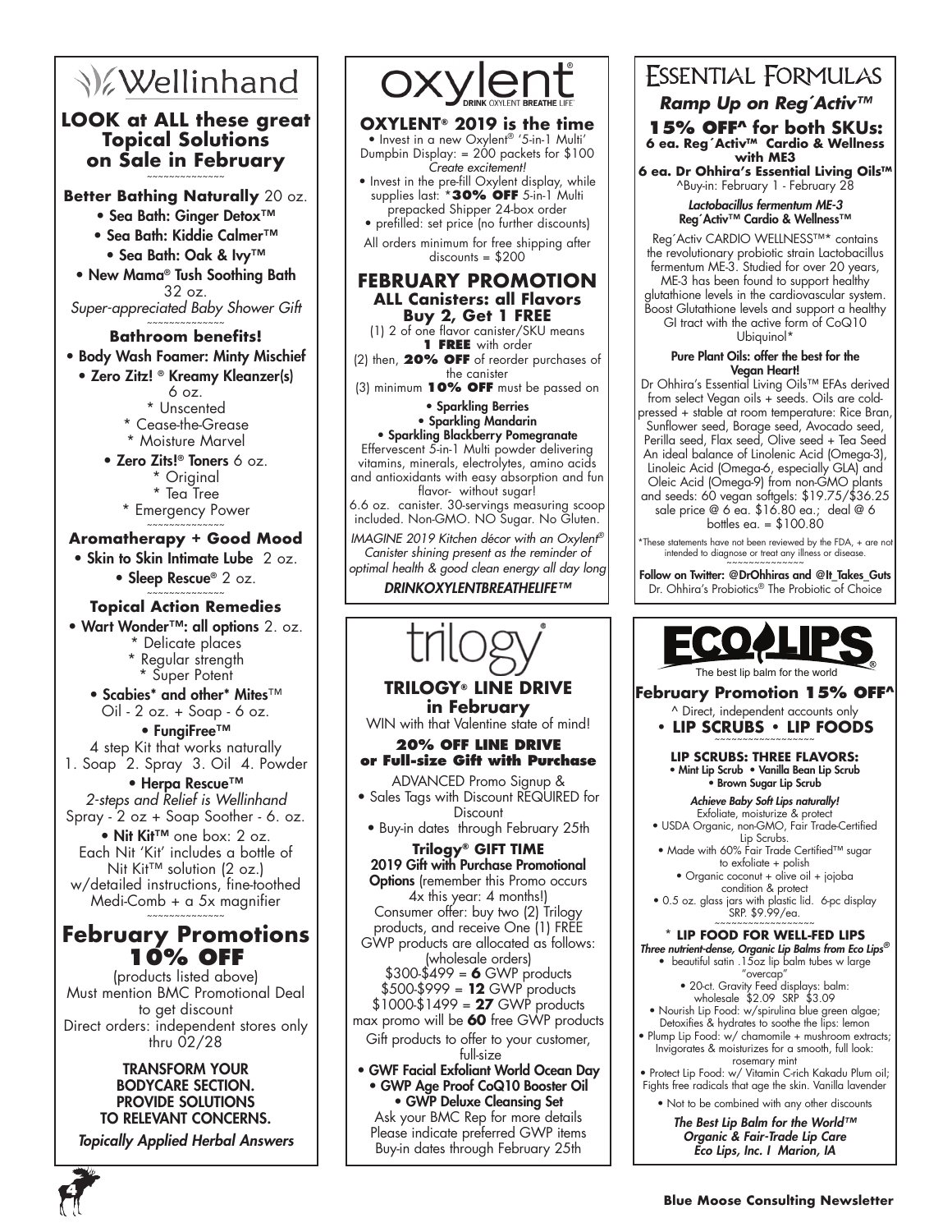# Wellinhand

## LOOK at ALL these great Topical Solutions on Sale in February

~~~~~~~~~~~~~~

**Better Bathing Naturally** 20 oz.

- Sea Bath: Ginger Detox™
- Sea Bath: Kiddie Calmer™
- Sea Bath: Oak & Ivy™
- New Mama® Tush Soothing Bath 32 oz.

*Super-appreciated Baby Shower Gift*

~~~~~~~~~~~~~~

**Bathroom benefits!**

- Body Wash Foamer: Minty Mischief
- Zero Zitz! ® Kreamy Kleanzer(s) 6 oz.
  - * Unscented
  - * Cease-the-Grease
  - * Moisture Marvel
- Zero Zitz!® Toners 6 oz.
  - * Original
  - * Tea Tree
  - * Emergency Power

~~~~~~~~~~~~~~

**Aromatherapy + Good Mood**

- Skin to Skin Intimate Lube 2 oz.
- Sleep Rescue® 2 oz.

~~~~~~~~~~~~~~

**Topical Action Remedies**

- Wart Wonder™: all options 2. oz.
  - * Delicate places
  - * Regular strength
  - * Super Potent
- Scabies* and other* Mites™ Oil - 2 oz. + Soap - 6 oz.
- FungiFree™ 4 step Kit that works naturally 1. Soap 2. Spray 3. Oil 4. Powder
- Herpa Rescue™ *2-steps and Relief is Wellinhand* Spray - 2 oz + Soap Soother - 6. oz.
- Nit Kit™ one box: 2 oz. Each Nit 'Kit' includes a bottle of Nit Kit™ solution (2 oz.) w/detailed instructions, fine-toothed Medi-Comb + a 5x magnifier

~~~~~~~~~~~~~~

## February Promotions 10% OFF

(products listed above)
Must mention BMC Promotional Deal to get discount
Direct orders: independent stores only thru 02/28

**TRANSFORM YOUR BODYCARE SECTION. PROVIDE SOLUTIONS TO RELEVANT CONCERNS.**

*Topically Applied Herbal Answers*

---

# oxylent

DRINK OXYLENT BREATHE LIFE

## OXYLENT® 2019 is the time

- Invest in a new Oxylent® '5-in-1 Multi' Dumpbin Display: = 200 packets for $100 *Create excitement!*
- Invest in the pre-fill Oxylent display, while supplies last: ***30% OFF** 5-in-1 Multi prepacked Shipper 24-box order
- prefilled: set price (no further discounts)

All orders minimum for free shipping after discounts = $200

## FEBRUARY PROMOTION

### ALL Canisters: all Flavors Buy 2, Get 1 FREE

(1) 2 of one flavor canister/SKU means **1 FREE** with order
(2) then, **20% OFF** of reorder purchases of the canister
(3) minimum **10% OFF** must be passed on

- Sparkling Berries
- Sparkling Mandarin
- Sparkling Blackberry Pomegranate

Effervescent 5-in-1 Multi powder delivering vitamins, minerals, electrolytes, amino acids and antioxidants with easy absorption and fun flavor- without sugar!
6.6 oz. canister. 30-servings measuring scoop included. Non-GMO. NO Sugar. No Gluten.

*IMAGINE 2019 Kitchen décor with an Oxylent® Canister shining present as the reminder of optimal health & good clean energy all day long*

*DRINKOXYLENTBREATHELIFE™*

---

# trilogy®

## TRILOGY® LINE DRIVE in February

WIN with that Valentine state of mind!

**20% OFF LINE DRIVE or Full-size Gift with Purchase**

ADVANCED Promo Signup &

- Sales Tags with Discount REQUIRED for Discount
- Buy-in dates through February 25th

**Trilogy® GIFT TIME**

**2019 Gift with Purchase Promotional Options** (remember this Promo occurs 4x this year: 4 months!)
Consumer offer: buy two (2) Trilogy products, and receive One (1) FREE
GWP products are allocated as follows: (wholesale orders)
$300-$499 = **6** GWP products
$500-$999 = **12** GWP products
$1000-$1499 = **27** GWP products
max promo will be **60** free GWP products

Gift products to offer to your customer, full-size

- GWF Facial Exfoliant World Ocean Day
- GWP Age Proof CoQ10 Booster Oil
- GWP Deluxe Cleansing Set

Ask your BMC Rep for more details
Please indicate preferred GWP items
Buy-in dates through February 25th

---

# Essential Formulas

## *Ramp Up on Reg´Activ™*

### 15% OFF^ for both SKUs:

**6 ea. Reg´Activ™ Cardio & Wellness with ME3**
**6 ea. Dr Ohhira's Essential Living Oils™**
^Buy-in: February 1 - February 28

***Lactobacillus fermentum ME-3* Reg´Activ™ Cardio & Wellness™**

Reg´Activ CARDIO WELLNESS™* contains the revolutionary probiotic strain Lactobacillus fermentum ME-3. Studied for over 20 years, ME-3 has been found to support healthy glutathione levels in the cardiovascular system. Boost Glutathione levels and support a healthy GI tract with the active form of CoQ10 Ubiquinol*

**Pure Plant Oils: offer the best for the Vegan Heart!**

Dr Ohhira's Essential Living Oils™ EFAs derived from select Vegan oils + seeds. Oils are cold-pressed + stable at room temperature: Rice Bran, Sunflower seed, Borage seed, Avocado seed, Perilla seed, Flax seed, Olive seed + Tea Seed
An ideal balance of Linolenic Acid (Omega-3), Linoleic Acid (Omega-6, especially GLA) and Oleic Acid (Omega-9) from non-GMO plants and seeds: 60 vegan softgels: $19.75/$36.25 sale price @ 6 ea. $16.80 ea.; deal @ 6 bottles ea. = $100.80

*These statements have not been reviewed by the FDA, + are not intended to diagnose or treat any illness or disease.

~~~~~~~~~~~~~~

**Follow on Twitter: @DrOhhiras and @It_Takes_Guts**
Dr. Ohhira's Probiotics® The Probiotic of Choice

---

# ECO LIPS®

The best lip balm for the world

## February Promotion 15% OFF^

^ Direct, independent accounts only

**• LIP SCRUBS • LIP FOODS**

~~~~~~~~~~~~~~~~~

**LIP SCRUBS: THREE FLAVORS:**

- Mint Lip Scrub
- Vanilla Bean Lip Scrub
- Brown Sugar Lip Scrub

***Achieve Baby Soft Lips naturally!***

Exfoliate, moisturize & protect

- USDA Organic, non-GMO, Fair Trade-Certified Lip Scrubs.
- Made with 60% Fair Trade Certified™ sugar to exfoliate + polish
- Organic coconut + olive oil + jojoba condition & protect
- 0.5 oz. glass jars with plastic lid. 6-pc display SRP. $9.99/ea.

~~~~~~~~~~~~~~~~~

**\* LIP FOOD FOR WELL-FED LIPS**

***Three nutrient-dense, Organic Lip Balms from Eco Lips®***

- beautiful satin .15oz lip balm tubes w large "overcap"
- 20-ct. Gravity Feed displays: balm: wholesale $2.09 SRP $3.09
- Nourish Lip Food: w/spirulina blue green algae; Detoxifies & hydrates to soothe the lips: lemon
- Plump Lip Food: w/ chamomile + mushroom extracts; Invigorates & moisturizes for a smooth, full look: rosemary mint
- Protect Lip Food: w/ Vitamin C-rich Kakadu Plum oil; Fights free radicals that age the skin. Vanilla lavender
- Not to be combined with any other discounts

***The Best Lip Balm for the World™***
***Organic & Fair-Trade Lip Care***
***Eco Lips, Inc. I Marion, IA***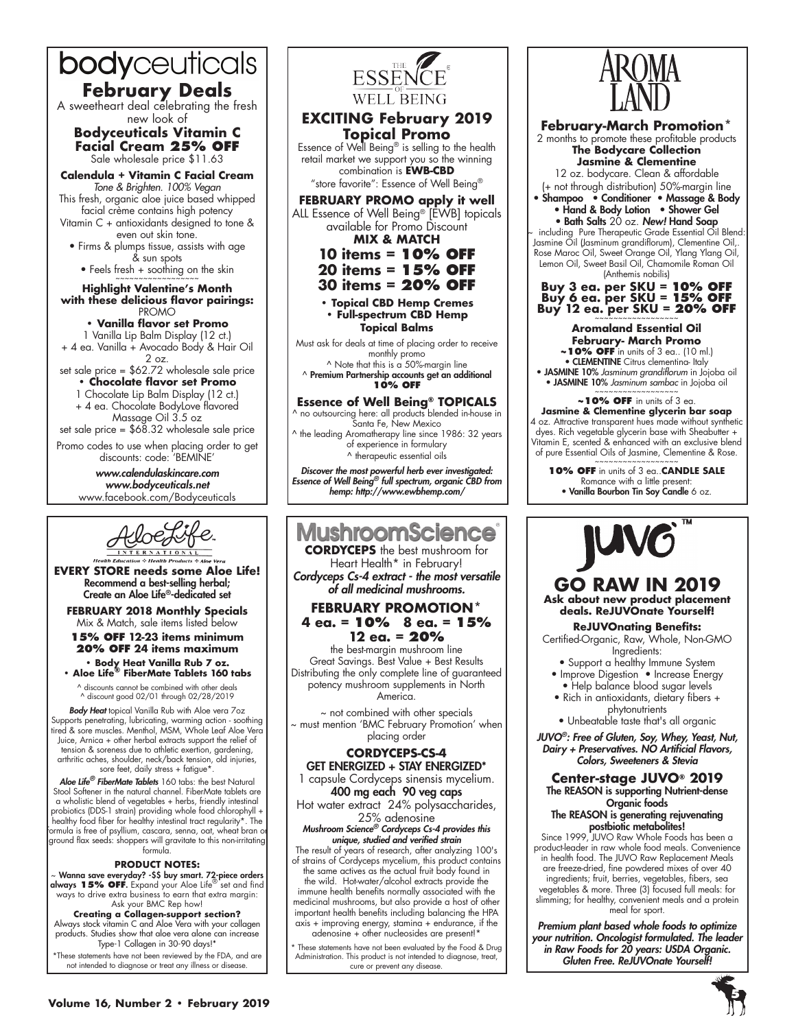# bodyceuticals

## February Deals

A sweetheart deal celebrating the fresh new look of

**Bodyceuticals Vitamin C Facial Cream 25% OFF**

Sale wholesale price $11.63

**Calendula + Vitamin C Facial Cream**

*Tone & Brighten. 100% Vegan*

This fresh, organic aloe juice based whipped facial crème contains high potency Vitamin C + antioxidants designed to tone & even out skin tone.

- Firms & plumps tissue, assists with age & sun spots
- Feels fresh + soothing on the skin

~~~~~~~~~~~~~~~~~~

**Highlight Valentine's Month with these delicious flavor pairings:**

PROMO

- **Vanilla flavor set Promo**

1 Vanilla Lip Balm Display (12 ct.) + 4 ea. Vanilla + Avocado Body & Hair Oil 2 oz.

set sale price = $62.72 wholesale sale price

- **Chocolate flavor set Promo**

1 Chocolate Lip Balm Display (12 ct.) + 4 ea. Chocolate BodyLove flavored Massage Oil 3.5 oz

set sale price = $68.32 wholesale sale price

Promo codes to use when placing order to get discounts: code: 'BEMINE'

*www.calendulaskincare.com*
*www.bodyceuticals.net*
www.facebook.com/Bodyceuticals

---

# The Essence of Well Being

## EXCITING February 2019 Topical Promo

Essence of Well Being® is selling to the health retail market we support you so the winning combination is **EWB-CBD** "store favorite": Essence of Well Being®

**FEBRUARY PROMO apply it well**

ALL Essence of Well Being® [EWB] topicals available for Promo Discount

**MIX & MATCH**

**10 items = 10% OFF**
**20 items = 15% OFF**
**30 items = 20% OFF**

- **Topical CBD Hemp Cremes**
- **Full-spectrum CBD Hemp Topical Balms**

Must ask for deals at time of placing order to receive monthly promo

^ Note that this is a 50%-margin line

^ **Premium Partnership accounts get an additional 10% OFF**

**Essence of Well Being® TOPICALS**

^ no outsourcing here: all products blended in-house in Santa Fe, New Mexico

^ the leading Aromatherapy line since 1986: 32 years of experience in formulary

^ therapeutic essential oils

***Discover the most powerful herb ever investigated: Essence of Well Being® full spectrum, organic CBD from hemp: http://www.ewbhemp.com/***

---

# Aroma Land

## February-March Promotion*

2 months to promote these profitable products

**The Bodycare Collection**
**Jasmine & Clementine**

12 oz. bodycare. Clean & affordable (+ not through distribution) 50%-margin line

- **Shampoo** • **Conditioner** • **Massage & Body**
- **Hand & Body Lotion** • **Shower Gel**
- **Bath Salts** 20 oz. ***New!* Hand Soap**

~ including Pure Therapeutic Grade Essential Oil Blend: Jasmine Oil (Jasminum grandiflorum), Clementine Oil,. Rose Maroc Oil, Sweet Orange Oil, Ylang Ylang Oil, Lemon Oil, Sweet Basil Oil, Chamomile Roman Oil (Anthemis nobilis)

**Buy 3 ea. per SKU = 10% OFF**
**Buy 6 ea. per SKU = 15% OFF**
**Buy 12 ea. per SKU = 20% OFF**

~~~~~~~~~~~~~~~~~~

**Aromaland Essential Oil February- March Promo**

**~10% OFF** in units of 3 ea.. (10 ml.)

- **CLEMENTINE** Citrus clementina- Italy
- **JASMINE 10%** *Jasminum grandiflorum* in Jojoba oil
- **JASMINE 10%** *Jasminum sambac* in Jojoba oil

~~~~~~~~~~~~~~~~~~

**~10% OFF** in units of 3 ea.

**Jasmine & Clementine glycerin bar soap**

4 oz. Attractive transparent hues made without synthetic dyes. Rich vegetable glycerin base with Sheabutter + Vitamin E, scented & enhanced with an exclusive blend of pure Essential Oils of Jasmine, Clementine & Rose.

~~~~~~~~~~~~~~~~~~

**10% OFF** in units of 3 ea..**CANDLE SALE**

Romance with a little present:

- **Vanilla Bourbon Tin Soy Candle** 6 oz.

---

# AloeLife International

*Health Education ✣ Health Products ✣ Aloe Vera*

**EVERY STORE needs some Aloe Life!**
**Recommend a best-selling herbal; Create an Aloe Life®-dedicated set**

**FEBRUARY 2018 Monthly Specials**

Mix & Match, sale items listed below

**15% OFF 12-23 items minimum**
**20% OFF 24 items maximum**

- **Body Heat Vanilla Rub 7 oz.**
- **Aloe Life® FiberMate Tablets 160 tabs**

^ discounts cannot be combined with other deals
^ discount good 02/01 through 02/28/2019

***Body Heat*** topical Vanilla Rub with Aloe vera 7oz Supports penetrating, lubricating, warming action - soothing tired & sore muscles. Menthol, MSM, Whole Leaf Aloe Vera Juice, Arnica + other herbal extracts support the relief of tension & soreness due to athletic exertion, gardening, arthritic aches, shoulder, neck/back tension, old injuries, sore feet, daily stress + fatigue*.

***Aloe Life® FiberMate Tablets*** 160 tabs: the best Natural Stool Softener in the natural channel. FiberMate tablets are a wholistic blend of vegetables + herbs, friendly intestinal probiotics (DDS-1 strain) providing whole food chlorophyll + healthy food fiber for healthy intestinal tract regularity*. The formula is free of psyllium, cascara, senna, oat, wheat bran or ground flax seeds: shoppers will gravitate to this non-irritating formula.

**PRODUCT NOTES:**

~ **Wanna save everyday? -$$ buy smart. 72-piece orders always 15% OFF.** Expand your Aloe Life® set and find ways to drive extra business to earn that extra margin: Ask your BMC Rep how!

**Creating a Collagen-support section?**

Always stock vitamin C and Aloe Vera with your collagen products. Studies show that aloe vera alone can increase Type-1 Collagen in 30-90 days!*

*These statements have not been reviewed by the FDA, and are not intended to diagnose or treat any illness or disease.

---

# MushroomScience®

**CORDYCEPS** the best mushroom for Heart Health* in February!

***Cordyceps Cs-4 extract - the most versatile of all medicinal mushrooms.***

**FEBRUARY PROMOTION***

**4 ea. = 10% 8 ea. = 15%**
**12 ea. = 20%**

the best-margin mushroom line

Great Savings. Best Value + Best Results

Distributing the only complete line of guaranteed potency mushroom supplements in North America.

~ not combined with other specials
~ must mention 'BMC February Promotion' when placing order

**CORDYCEPS-CS-4**
**GET ENERGIZED + STAY ENERGIZED***

1 capsule Cordyceps sinensis mycelium.

**400 mg each 90 veg caps**

Hot water extract 24% polysaccharides, 25% adenosine

***Mushroom Science® Cordyceps Cs-4 provides this unique, studied and verified strain***

The result of years of research, after analyzing 100's of strains of Cordyceps mycelium, this product contains the same actives as the actual fruit body found in the wild. Hot-water/alcohol extracts provide the immune health benefits normally associated with the medicinal mushrooms, but also provide a host of other important health benefits including balancing the HPA axis + improving energy, stamina + endurance, if the adenosine + other nucleosides are present!*

* These statements have not been evaluated by the Food & Drug Administration. This product is not intended to diagnose, treat, cure or prevent any disease.

---

# JUVO™

## GO RAW IN 2019

**Ask about new product placement deals. ReJUVOnate Yourself!**

**ReJUVOnating Benefits:**

Certified-Organic, Raw, Whole, Non-GMO Ingredients:

- Support a healthy Immune System
- Improve Digestion • Increase Energy
- Help balance blood sugar levels
- Rich in antioxidants, dietary fibers + phytonutrients
- Unbeatable taste that's all organic

***JUVO®: Free of Gluten, Soy, Whey, Yeast, Nut, Dairy + Preservatives. NO Artificial Flavors, Colors, Sweeteners & Stevia***

**Center-stage JUVO® 2019**

**The REASON is supporting Nutrient-dense Organic foods**

**The REASON is generating rejuvenating postbiotic metabolites!**

Since 1999, JUVO Raw Whole Foods has been a product-leader in raw whole food meals. Convenience in health food. The JUVO Raw Replacement Meals are freeze-dried, fine powdered mixes of over 40 ingredients; fruit, berries, vegetables, fibers, sea vegetables & more. Three (3) focused full meals: for slimming; for healthy, convenient meals and a protein meal for sport.

***Premium plant based whole foods to optimize your nutrition. Oncologist formulated. The leader in Raw Foods for 20 years: USDA Organic. Gluten Free. ReJUVOnate Yourself!***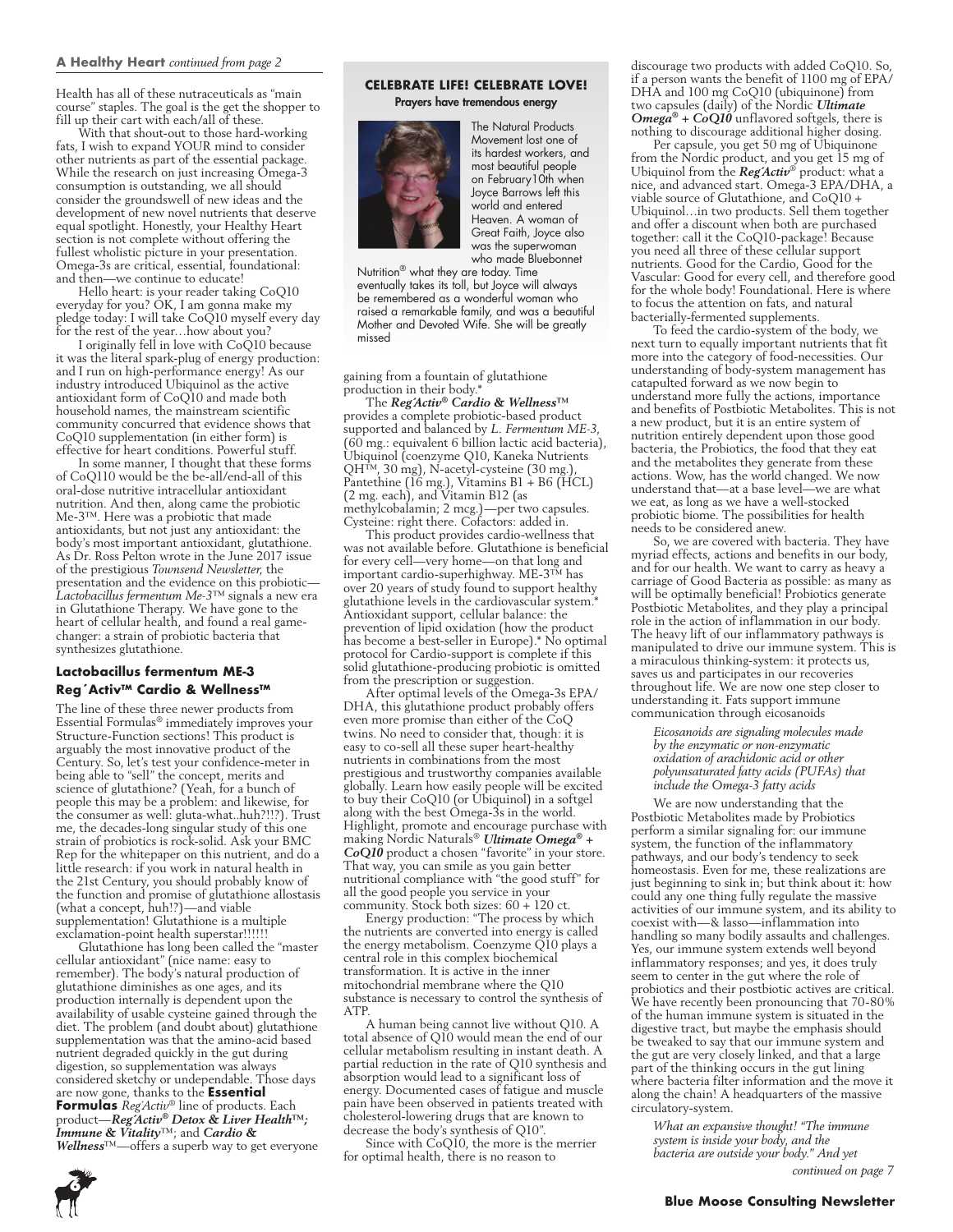**A Healthy Heart** *continued from page 2*

Health has all of these nutraceuticals as "main course" staples. The goal is the get the shopper to fill up their cart with each/all of these.

With that shout-out to those hard-working fats, I wish to expand YOUR mind to consider other nutrients as part of the essential package. While the research on just increasing Omega-3 consumption is outstanding, we all should consider the groundswell of new ideas and the development of new novel nutrients that deserve equal spotlight. Honestly, your Healthy Heart section is not complete without offering the fullest wholistic picture in your presentation. Omega-3s are critical, essential, foundational: and then—we continue to educate!

Hello heart: is your reader taking CoQ10 everyday for you? OK, I am gonna make my pledge today: I will take CoQ10 myself every day for the rest of the year…how about you?

I originally fell in love with CoQ10 because it was the literal spark-plug of energy production: and I run on high-performance energy! As our industry introduced Ubiquinol as the active antioxidant form of CoQ10 and made both household names, the mainstream scientific community concurred that evidence shows that CoQ10 supplementation (in either form) is effective for heart conditions. Powerful stuff.

In some manner, I thought that these forms of CoQ110 would be the be-all/end-all of this oral-dose nutritive intracellular antioxidant nutrition. And then, along came the probiotic Me-3™. Here was a probiotic that made antioxidants, but not just any antioxidant: the body's most important antioxidant, glutathione. As Dr. Ross Pelton wrote in the June 2017 issue of the prestigious *Townsend Newsletter*, the presentation and the evidence on this probiotic—*Lactobacillus fermentum Me-3*™ signals a new era in Glutathione Therapy. We have gone to the heart of cellular health, and found a real game-changer: a strain of probiotic bacteria that synthesizes glutathione.

### Lactobacillus fermentum ME-3
### Reg´Activ™ Cardio & Wellness™

The line of these three newer products from Essential Formulas® immediately improves your Structure-Function sections! This product is arguably the most innovative product of the Century. So, let's test your confidence-meter in being able to "sell" the concept, merits and science of glutathione? (Yeah, for a bunch of people this may be a problem: and likewise, for the consumer as well: gluta-what..huh?!!?). Trust me, the decades-long singular study of this one strain of probiotics is rock-solid. Ask your BMC Rep for the whitepaper on this nutrient, and do a little research: if you work in natural health in the 21st Century, you should probably know of the function and promise of glutathione allostasis (what a concept, huh!?)—and viable supplementation! Glutathione is a multiple exclamation-point health superstar!!!!!!

Glutathione has long been called the "master cellular antioxidant" (nice name: easy to remember). The body's natural production of glutathione diminishes as one ages, and its production internally is dependent upon the availability of usable cysteine gained through the diet. The problem (and doubt about) glutathione supplementation was that the amino-acid based nutrient degraded quickly in the gut during digestion, so supplementation was always considered sketchy or undependable. Those days are now gone, thanks to the **Essential Formulas** *Reg´Activ*® line of products. Each product—***Reg´Activ® Detox & Liver Health***™***; Immune & Vitality***™; and ***Cardio & Wellness***™—offers a superb way to get everyone gaining from a fountain of glutathione production in their body.*

The ***Reg´Activ® Cardio & Wellness***™ provides a complete probiotic-based product supported and balanced by *L. Fermentum ME-3*, (60 mg.: equivalent 6 billion lactic acid bacteria), Ubiquinol (coenzyme Q10, Kaneka Nutrients QH™, 30 mg), N-acetyl-cysteine (30 mg.), Pantethine (16 mg.), Vitamins B1 + B6 (HCL) (2 mg. each), and Vitamin B12 (as methylcobalamin; 2 mcg.)—per two capsules. Cysteine: right there. Cofactors: added in.

This product provides cardio-wellness that was not available before. Glutathione is beneficial for every cell—very home—on that long and important cardio-superhighway. ME-3™ has over 20 years of study found to support healthy glutathione levels in the cardiovascular system.* Antioxidant support, cellular balance: the prevention of lipid oxidation (how the product has become a best-seller in Europe).* No optimal protocol for Cardio-support is complete if this solid glutathione-producing probiotic is omitted from the prescription or suggestion.

After optimal levels of the Omega-3s EPA/DHA, this glutathione product probably offers even more promise than either of the CoQ twins. No need to consider that, though: it is easy to co-sell all these super heart-healthy nutrients in combinations from the most prestigious and trustworthy companies available globally. Learn how easily people will be excited to buy their CoQ10 (or Ubiquinol) in a softgel along with the best Omega-3s in the world. Highlight, promote and encourage purchase with making Nordic Naturals® ***Ultimate Omega® + CoQ10*** product a chosen "favorite" in your store. That way, you can smile as you gain better nutritional compliance with "the good stuff" for all the good people you service in your community. Stock both sizes: 60 + 120 ct.

Energy production: "The process by which the nutrients are converted into energy is called the energy metabolism. Coenzyme Q10 plays a central role in this complex biochemical transformation. It is active in the inner mitochondrial membrane where the Q10 substance is necessary to control the synthesis of ATP.

A human being cannot live without Q10. A total absence of Q10 would mean the end of our cellular metabolism resulting in instant death. A partial reduction in the rate of Q10 synthesis and absorption would lead to a significant loss of energy. Documented cases of fatigue and muscle pain have been observed in patients treated with cholesterol-lowering drugs that are known to decrease the body's synthesis of Q10".

Since with CoQ10, the more is the merrier for optimal health, there is no reason to discourage two products with added CoQ10. So, if a person wants the benefit of 1100 mg of EPA/DHA and 100 mg CoQ10 (ubiquinone) from two capsules (daily) of the Nordic ***Ultimate Omega® + CoQ10*** unflavored softgels, there is nothing to discourage additional higher dosing.

Per capsule, you get 50 mg of Ubiquinone from the Nordic product, and you get 15 mg of Ubiquinol from the ***Reg´Activ***® product: what a nice, and advanced start. Omega-3 EPA/DHA, a viable source of Glutathione, and CoQ10 + Ubiquinol…in two products. Sell them together and offer a discount when both are purchased together: call it the CoQ10-package! Because you need all three of these cellular support nutrients. Good for the Cardio, Good for the Vascular: Good for every cell, and therefore good for the whole body! Foundational. Here is where to focus the attention on fats, and natural bacterially-fermented supplements.

To feed the cardio-system of the body, we next turn to equally important nutrients that fit more into the category of food-necessities. Our understanding of body-system management has catapulted forward as we now begin to understand more fully the actions, importance and benefits of Postbiotic Metabolites. This is not a new product, but it is an entire system of nutrition entirely dependent upon those good bacteria, the Probiotics, the food that they eat and the metabolites they generate from these actions. Wow, has the world changed. We now understand that—at a base level—we are what we eat, as long as we have a well-stocked probiotic biome. The possibilities for health needs to be considered anew.

So, we are covered with bacteria. They have myriad effects, actions and benefits in our body, and for our health. We want to carry as heavy a carriage of Good Bacteria as possible: as many as will be optimally beneficial! Probiotics generate Postbiotic Metabolites, and they play a principal role in the action of inflammation in our body. The heavy lift of our inflammatory pathways is manipulated to drive our immune system. This is a miraculous thinking-system: it protects us, saves us and participates in our recoveries throughout life. We are now one step closer to understanding it. Fats support immune communication through eicosanoids

> *Eicosanoids are signaling molecules made by the enzymatic or non-enzymatic oxidation of arachidonic acid or other polyunsaturated fatty acids (PUFAs) that include the Omega-3 fatty acids*

We are now understanding that the Postbiotic Metabolites made by Probiotics perform a similar signaling for: our immune system, the function of the inflammatory pathways, and our body's tendency to seek homeostasis. Even for me, these realizations are just beginning to sink in; but think about it: how could any one thing fully regulate the massive activities of our immune system, and its ability to coexist with—& lasso—inflammation into handling so many bodily assaults and challenges. Yes, our immune system extends well beyond inflammatory responses; and yes, it does truly seem to center in the gut where the role of probiotics and their postbiotic actives are critical. We have recently been pronouncing that 70-80% of the human immune system is situated in the digestive tract, but maybe the emphasis should be tweaked to say that our immune system and the gut are very closely linked, and that a large part of the thinking occurs in the gut lining where bacteria filter information and the move it along the chain! A headquarters of the massive circulatory-system.

> *What an expansive thought! "The immune system is inside your body, and the bacteria are outside your body." And yet*

*continued on page 7*

---

### CELEBRATE LIFE! CELEBRATE LOVE!
**Prayers have tremendous energy**

The Natural Products Movement lost one of its hardest workers, and most beautiful people on February10th when Joyce Barrows left this world and entered Heaven. A woman of Great Faith, Joyce also was the superwoman who made Bluebonnet Nutrition® what they are today. Time eventually takes its toll, but Joyce will always be remembered as a wonderful woman who raised a remarkable family, and was a beautiful Mother and Devoted Wife. She will be greatly missed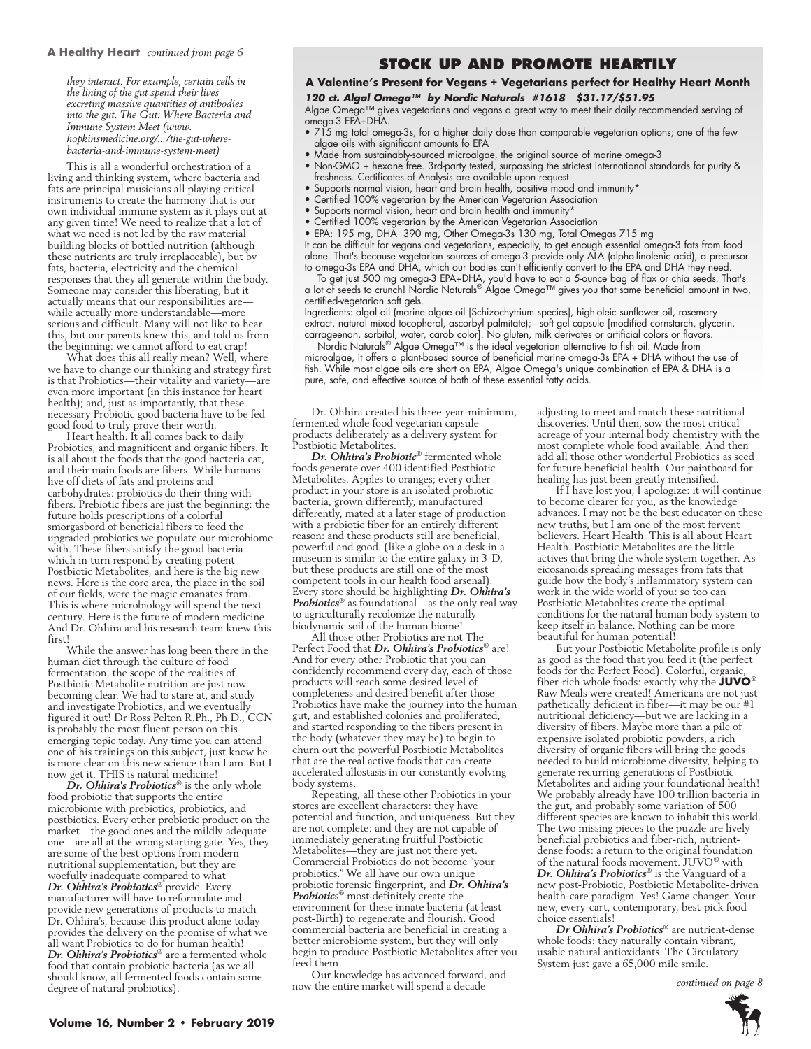**A Healthy Heart** *continued from page 6*

*they interact. For example, certain cells in the lining of the gut spend their lives excreting massive quantities of antibodies into the gut. The Gut: Where Bacteria and Immune System Meet (www.hopkinsmedicine.org/.../the-gut-where-bacteria-and-immune-system-meet)*

This is all a wonderful orchestration of a living and thinking system, where bacteria and fats are principal musicians all playing critical instruments to create the harmony that is our own individual immune system as it plays out at any given time! We need to realize that a lot of what we need is not led by the raw material building blocks of bottled nutrition (although these nutrients are truly irreplaceable), but by fats, bacteria, electricity and the chemical responses that they all generate within the body. Someone may consider this liberating, but it actually means that our responsibilities are—while actually more understandable—more serious and difficult. Many will not like to hear this, but our parents knew this, and told us from the beginning: we cannot afford to eat crap!

What does this all really mean? Well, where we have to change our thinking and strategy first is that Probiotics—their vitality and variety—are even more important (in this instance for heart health); and, just as importantly, that these necessary Probiotic good bacteria have to be fed good food to truly prove their worth.

Heart health. It all comes back to daily Probiotics, and magnificent and organic fibers. It is all about the foods that the good bacteria eat, and their main foods are fibers. While humans live off diets of fats and proteins and carbohydrates: probiotics do their thing with fibers. Prebiotic fibers are just the beginning: the future holds prescriptions of a colorful smorgasbord of beneficial fibers to feed the upgraded probiotics we populate our microbiome with. These fibers satisfy the good bacteria which in turn respond by creating potent Postbiotic Metabolites, and here is the big new news. Here is the core area, the place in the soil of our fields, were the magic emanates from. This is where microbiology will spend the next century. Here is the future of modern medicine. And Dr. Ohhira and his research team knew this first!

While the answer has long been there in the human diet through the culture of food fermentation, the scope of the realities of Postbiotic Metabolite nutrition are just now becoming clear. We had to stare at, and study and investigate Probiotics, and we eventually figured it out! Dr Ross Pelton R.Ph., Ph.D., CCN is probably the most fluent person on this emerging topic today. Any time you can attend one of his trainings on this subject, just know he is more clear on this new science than I am. But I now get it. THIS is natural medicine!

***Dr. Ohhira's Probiotics*®** is the only whole food probiotic that supports the entire microbiome with prebiotics, probiotics, and postbiotics. Every other probiotic product on the market—the good ones and the mildly adequate one—are all at the wrong starting gate. Yes, they are some of the best options from modern nutritional supplementation, but they are woefully inadequate compared to what ***Dr. Ohhira's Probiotics*®** provide. Every manufacturer will have to reformulate and provide new generations of products to match Dr. Ohhira's, because this product alone today provides the delivery on the promise of what we all want Probiotics to do for human health! ***Dr. Ohhira's Probiotics*®** are a fermented whole food that contain probiotic bacteria (as we all should know, all fermented foods contain some degree of natural probiotics).

## STOCK UP AND PROMOTE HEARTILY

### A Valentine's Present for Vegans + Vegetarians perfect for Healthy Heart Month

***120 ct. Algal Omega™ by Nordic Naturals #1618 $31.17/$51.95***

Algae Omega™ gives vegetarians and vegans a great way to meet their daily recommended serving of omega-3 EPA+DHA.

- 715 mg total omega-3s, for a higher daily dose than comparable vegetarian options; one of the few algae oils with significant amounts fo EPA
- Made from sustainably-sourced microalgae, the original source of marine omega-3
- Non-GMO + hexane free. 3rd-party tested, surpassing the strictest international standards for purity & freshness. Certificates of Analysis are available upon request.
- Supports normal vision, heart and brain health, positive mood and immunity*
- Certified 100% vegetarian by the American Vegetarian Association
- Supports normal vision, heart and brain health and immunity*
- Certified 100% vegetarian by the American Vegetarian Association
- EPA: 195 mg, DHA 390 mg, Other Omega-3s 130 mg, Total Omegas 715 mg

It can be difficult for vegans and vegetarians, especially, to get enough essential omega-3 fats from food alone. That's because vegetarian sources of omega-3 provide only ALA (alpha-linolenic acid), a precursor to omega-3s EPA and DHA, which our bodies can't efficiently convert to the EPA and DHA they need.

To get just 500 mg omega-3 EPA+DHA, you'd have to eat a 5-ounce bag of flax or chia seeds. That's a lot of seeds to crunch! Nordic Naturals® Algae Omega™ gives you that same beneficial amount in two, certified-vegetarian soft gels.

Ingredients: algal oil (marine algae oil [Schizochytrium species], high-oleic sunflower oil, rosemary extract, natural mixed tocopherol, ascorbyl palmitate); - soft gel capsule [modified cornstarch, glycerin, carrageenan, sorbitol, water, carob color]. No gluten, milk derivates or artificial colors or flavors.

Nordic Naturals® Algae Omega™ is the ideal vegetarian alternative to fish oil. Made from microalgae, it offers a plant-based source of beneficial marine omega-3s EPA + DHA without the use of fish. While most algae oils are short on EPA, Algae Omega's unique combination of EPA & DHA is a pure, safe, and effective source of both of these essential fatty acids.

Dr. Ohhira created his three-year-minimum, fermented whole food vegetarian capsule products deliberately as a delivery system for Postbiotic Metabolites.

***Dr. Ohhira's Probiotic*®** fermented whole foods generate over 400 identified Postbiotic Metabolites. Apples to oranges; every other product in your store is an isolated probiotic bacteria, grown differently, manufactured differently, mated at a later stage of production with a prebiotic fiber for an entirely different reason: and these products still are beneficial, powerful and good. (like a globe on a desk in a museum is similar to the entire galaxy in 3-D, but these products are still one of the most competent tools in our health food arsenal). Every store should be highlighting ***Dr. Ohhira's Probiotics*®** as foundational—as the only real way to agriculturally recolonize the naturally biodynamic soil of the human biome!

All those other Probiotics are not The Perfect Food that ***Dr. Ohhira's Probiotics*®** are! And for every other Probiotic that you can confidently recommend every day, each of those products will reach some desired level of completeness and desired benefit after those Probiotics have make the journey into the human gut, and established colonies and proliferated, and started responding to the fibers present in the body (whatever they may be) to begin to churn out the powerful Postbiotic Metabolites that are the real active foods that can create accelerated allostasis in our constantly evolving body systems.

Repeating, all these other Probiotics in your stores are excellent characters: they have potential and function, and uniqueness. But they are not complete: and they are not capable of immediately generating fruitful Postbiotic Metabolites—they are just not there yet. Commercial Probiotics do not become "your probiotics." We all have our own unique probiotic forensic fingerprint, and ***Dr. Ohhira's Probiotics*®** most definitely create the environment for these innate bacteria (at least post-Birth) to regenerate and flourish. Good commercial bacteria are beneficial in creating a better microbiome system, but they will only begin to produce Postbiotic Metabolites after you feed them.

Our knowledge has advanced forward, and now the entire market will spend a decade adjusting to meet and match these nutritional discoveries. Until then, sow the most critical acreage of your internal body chemistry with the most complete whole food available. And then add all those other wonderful Probiotics as seed for future beneficial health. Our paintboard for healing has just been greatly intensified.

If I have lost you, I apologize: it will continue to become clearer for you, as the knowledge advances. I may not be the best educator on these new truths, but I am one of the most fervent believers. Heart Health. This is all about Heart Health. Postbiotic Metabolites are the little actives that bring the whole system together. As eicosanoids spreading messages from fats that guide how the body's inflammatory system can work in the wide world of you: so too can Postbiotic Metabolites create the optimal conditions for the natural human body system to keep itself in balance. Nothing can be more beautiful for human potential!

But your Postbiotic Metabolite profile is only as good as the food that you feed it (the perfect foods for the Perfect Food). Colorful, organic, fiber-rich whole foods: exactly why the **JUVO**® Raw Meals were created! Americans are not just pathetically deficient in fiber—it may be our #1 nutritional deficiency—but we are lacking in a diversity of fibers. Maybe more than a pile of expensive isolated probiotic powders, a rich diversity of organic fibers will bring the goods needed to build microbiome diversity, helping to generate recurring generations of Postbiotic Metabolites and aiding your foundational health! We probably already have 100 trillion bacteria in the gut, and probably some variation of 500 different species are known to inhabit this world. The two missing pieces to the puzzle are lively beneficial probiotics and fiber-rich, nutrient-dense foods: a return to the original foundation of the natural foods movement. JUVO® with ***Dr. Ohhira's Probiotics*®** is the Vanguard of a new post-Probiotic, Postbiotic Metabolite-driven health-care paradigm. Yes! Game changer. Your new, every-cart, contemporary, best-pick food choice essentials!

***Dr Ohhira's Probiotics*®** are nutrient-dense whole foods: they naturally contain vibrant, usable natural antioxidants. The Circulatory System just gave a 65,000 mile smile.

*continued on page 8*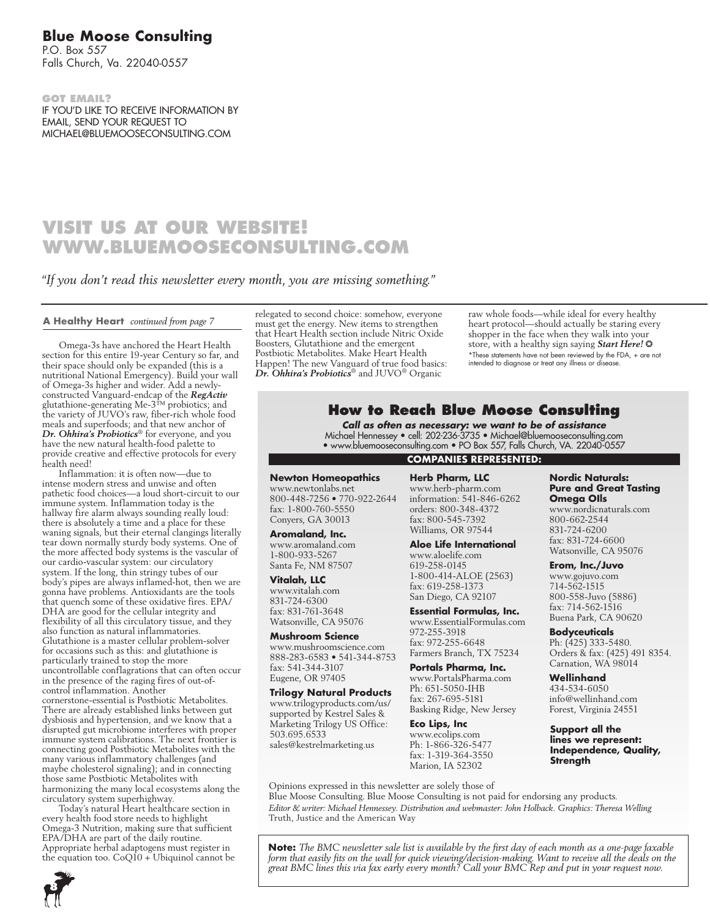## Blue Moose Consulting

P.O. Box 557
Falls Church, Va. 22040-0557

**GOT EMAIL?**
IF YOU'D LIKE TO RECEIVE INFORMATION BY EMAIL, SEND YOUR REQUEST TO MICHAEL@BLUEMOOSECONSULTING.COM

## VISIT US AT OUR WEBSITE! WWW.BLUEMOOSECONSULTING.COM

*"If you don't read this newsletter every month, you are missing something."*

**A Healthy Heart** *continued from page 7*

Omega-3s have anchored the Heart Health section for this entire 19-year Century so far, and their space should only be expanded (this is a nutritional National Emergency). Build your wall of Omega-3s higher and wider. Add a newly-constructed Vanguard-endcap of the ***RegActiv*** glutathione-generating Me-3™ probiotics; and the variety of JUVO's raw, fiber-rich whole food meals and superfoods; and that new anchor of ***Dr. Ohhira's Probiotics***® for everyone, and you have the new natural health-food palette to provide creative and effective protocols for every health need!

Inflammation: it is often now—due to intense modern stress and unwise and often pathetic food choices—a loud short-circuit to our immune system. Inflammation today is the hallway fire alarm always sounding really loud: there is absolutely a time and a place for these waning signals, but their eternal clangings literally tear down normally sturdy body systems. One of the more affected body systems is the vascular of our cardio-vascular system: our circulatory system. If the long, thin stringy tubes of our body's pipes are always inflamed-hot, then we are gonna have problems. Antioxidants are the tools that quench some of these oxidative fires. EPA/DHA are good for the cellular integrity and flexibility of all this circulatory tissue, and they also function as natural inflammatories. Glutathione is a master cellular problem-solver for occasions such as this: and glutathione is particularly trained to stop the more uncontrollable conflagrations that can often occur in the presence of the raging fires of out-of-control inflammation. Another cornerstone-essential is Postbiotic Metabolites. There are already established links between gut dysbiosis and hypertension, and we know that a disrupted gut microbiome interferes with proper immune system calibrations. The next frontier is connecting good Postbiotic Metabolites with the many various inflammatory challenges (and maybe cholesterol signaling); and in connecting those same Postbiotic Metabolites with harmonizing the many local ecosystems along the circulatory system superhighway.

Today's natural Heart healthcare section in every health food store needs to highlight Omega-3 Nutrition, making sure that sufficient EPA/DHA are part of the daily routine. Appropriate herbal adaptogens must register in the equation too. CoQ10 + Ubiquinol cannot be relegated to second choice: somehow, everyone must get the energy. New items to strengthen that Heart Health section include Nitric Oxide Boosters, Glutathione and the emergent Postbiotic Metabolites. Make Heart Health Happen! The new Vanguard of true food basics: ***Dr. Ohhira's Probiotics***® and JUVO® Organic raw whole foods—while ideal for every healthy heart protocol—should actually be staring every shopper in the face when they walk into your store, with a healthy sign saying ***Start Here!*** ✪

*These statements have not been reviewed by the FDA, + are not intended to diagnose or treat any illness or disease.

## How to Reach Blue Moose Consulting

***Call as often as necessary: we want to be of assistance***
Michael Hennessey • cell: 202-236-3735 • Michael@bluemooseconsulting.com • www.bluemooseconsulting.com • PO Box 557, Falls Church, VA. 22040-0557

### COMPANIES REPRESENTED:

**Newton Homeopathics**
www.newtonlabs.net
800-448-7256 • 770-922-2644
fax: 1-800-760-5550
Conyers, GA 30013

**Aromaland, Inc.**
www.aromaland.com
1-800-933-5267
Santa Fe, NM 87507

**Vitalah, LLC**
www.vitalah.com
831-724-6300
fax: 831-761-3648
Watsonville, CA 95076

**Mushroom Science**
www.mushroomscience.com
888-283-6583 • 541-344-8753
fax: 541-344-3107
Eugene, OR 97405

**Trilogy Natural Products**
www.trilogyproducts.com/us/
supported by Kestrel Sales & Marketing Trilogy US Office:
503.695.6533
sales@kestrelmarketing.us

**Herb Pharm, LLC**
www.herb-pharm.com
information: 541-846-6262
orders: 800-348-4372
fax: 800-545-7392
Williams, OR 97544

**Aloe Life International**
www.aloelife.com
619-258-0145
1-800-414-ALOE (2563)
fax: 619-258-1373
San Diego, CA 92107

**Essential Formulas, Inc.**
www.EssentialFormulas.com
972-255-3918
fax: 972-255-6648
Farmers Branch, TX 75234

**Portals Pharma, Inc.**
www.PortalsPharma.com
Ph: 651-5050-IHB
fax: 267-695-5181
Basking Ridge, New Jersey

**Eco Lips, Inc**
www.ecolips.com
Ph: 1-866-326-5477
fax: 1-319-364-3550
Marion, IA 52302

**Nordic Naturals: Pure and Great Tasting Omega OIls**
www.nordicnaturals.com
800-662-2544
831-724-6200
fax: 831-724-6600
Watsonville, CA 95076

**Erom, Inc./Juvo**
www.gojuvo.com
714-562-1515
800-558-Juvo (5886)
fax: 714-562-1516
Buena Park, CA 90620

**Bodyceuticals**
Ph: (425) 333-5480.
Orders & fax: (425) 491 8354.
Carnation, WA 98014

**Wellinhand**
434-534-6050
info@wellinhand.com
Forest, Virginia 24551

**Support all the lines we represent: Independence, Quality, Strength**

Opinions expressed in this newsletter are solely those of Blue Moose Consulting. Blue Moose Consulting is not paid for endorsing any products.
*Editor & writer: Michael Hennessey. Distribution and webmaster: John Holback. Graphics: Theresa Welling*
Truth, Justice and the American Way

**Note:** *The BMC newsletter sale list is available by the first day of each month as a one-page faxable form that easily fits on the wall for quick viewing/decision-making. Want to receive all the deals on the great BMC lines this via fax early every month? Call your BMC Rep and put in your request now.*